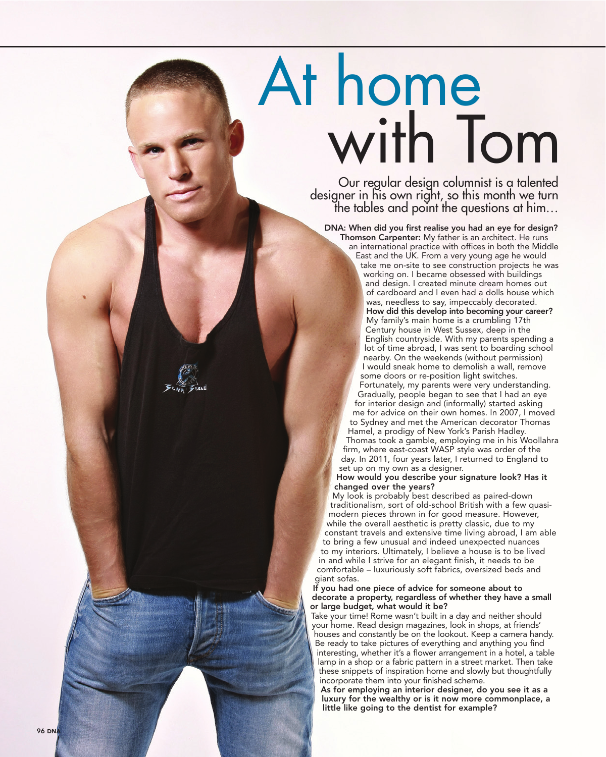# At home with Tom

Our regular design columnist is a talented designer in his own right, so this month we turn the tables and point the questions at him…

**DNA: When did you first realise you had an eye for design?**

**Thomson Carpenter:** My father is an architect. He runs an international practice with offices in both the Middle East and the UK. From a very young age he would take me on-site to see construction projects he was working on. I became obsessed with buildings and design. I created minute dream homes out of cardboard and I even had a dolls house which was, needless to say, impeccably decorated.

**How did this develop into becoming your career?**

My family's main home is a crumbling 17th Century house in West Sussex, deep in the English countryside. With my parents spending a lot of time abroad, I was sent to boarding school nearby. On the weekends (without permission) I would sneak home to demolish a wall, remove some doors or re-position light switches. Fortunately, my parents were very understanding. Gradually, people began to see that I had an eye for interior design and (informally) started asking me for advice on their own homes. In 2007, I moved to Sydney and met the American decorator Thomas Hamel, a prodigy of New York's Parish Hadley. Thomas took a gamble, employing me in his Woollahra firm, where east-coast WASP style was order of the day. In 2011, four years later, I returned to England to set up on my own as a designer.

**How would you describe your signature look? Has it changed over the years?**

My look is probably best described as paired-down traditionalism, sort of old-school British with a few quasi-modern pieces thrown in for good measure. However, while the overall aesthetic is pretty classic, due to my constant travels and extensive time living abroad, I am able to bring a few unusual and indeed unexpected nuances to my interiors. Ultimately, I believe a house is to be lived in and while I strive for an elegant finish, it needs to be comfortable – luxuriously soft fabrics, oversized beds and giant sofas.

**If you had one piece of advice for someone about to decorate a property, regardless of whether they have a small or large budget, what would it be?**

Take your time! Rome wasn't built in a day and neither should your home. Read design magazines, look in shops, at friends' houses and constantly be on the lookout. Keep a camera handy. Be ready to take pictures of everything and anything you find interesting, whether it's a flower arrangement in a hotel, a table lamp in a shop or a fabric pattern in a street market. Then take these snippets of inspiration home and slowly but thoughtfully incorporate them into your finished scheme.

**As for employing an interior designer, do you see it as a luxury for the wealthy or is it now more commonplace, a little like going to the dentist for example?**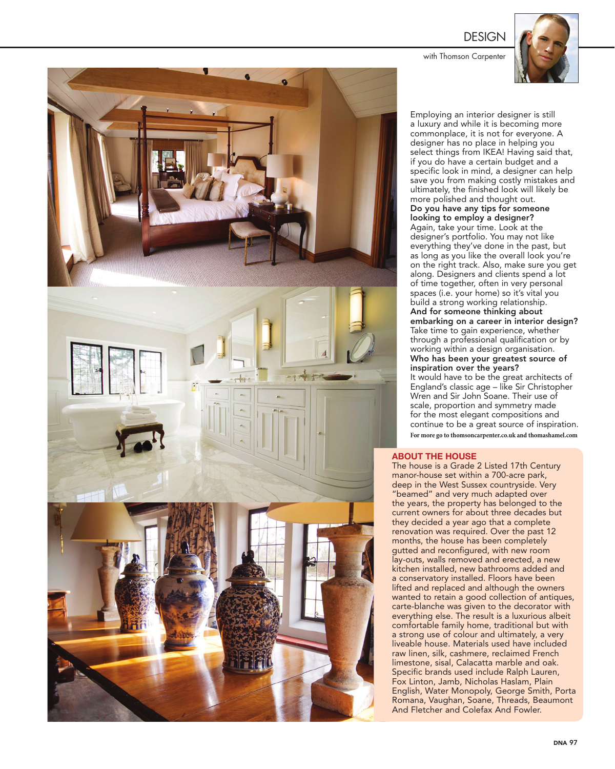# DESIGN

with Thomson Carpenter

Employing an interior designer is still a luxury and while it is becoming more commonplace, it is not for everyone. A designer has no place in helping you select things from IKEA! Having said that, if you do have a certain budget and a specific look in mind, a designer can help save you from making costly mistakes and ultimately, the finished look will likely be more polished and thought out.

**Do you have any tips for someone looking to employ a designer?**
Again, take your time. Look at the designer's portfolio. You may not like everything they've done in the past, but as long as you like the overall look you're on the right track. Also, make sure you get along. Designers and clients spend a lot of time together, often in very personal spaces (i.e. your home) so it's vital you build a strong working relationship.

**And for someone thinking about embarking on a career in interior design?**
Take time to gain experience, whether through a professional qualification or by working within a design organisation.

**Who has been your greatest source of inspiration over the years?**
It would have to be the great architects of England's classic age – like Sir Christopher Wren and Sir John Soane. Their use of scale, proportion and symmetry made for the most elegant compositions and continue to be a great source of inspiration.

**For more go to thomsoncarpenter.co.uk and thomashamel.com**

## ABOUT THE HOUSE

The house is a Grade 2 Listed 17th Century manor-house set within a 700-acre park, deep in the West Sussex countryside. Very "beamed" and very much adapted over the years, the property has belonged to the current owners for about three decades but they decided a year ago that a complete renovation was required. Over the past 12 months, the house has been completely gutted and reconfigured, with new room lay-outs, walls removed and erected, a new kitchen installed, new bathrooms added and a conservatory installed. Floors have been lifted and replaced and although the owners wanted to retain a good collection of antiques, carte-blanche was given to the decorator with everything else. The result is a luxurious albeit comfortable family home, traditional but with a strong use of colour and ultimately, a very liveable house. Materials used have included raw linen, silk, cashmere, reclaimed French limestone, sisal, Calacatta marble and oak. Specific brands used include Ralph Lauren, Fox Linton, Jamb, Nicholas Haslam, Plain English, Water Monopoly, George Smith, Porta Romana, Vaughan, Soane, Threads, Beaumont And Fletcher and Colefax And Fowler.